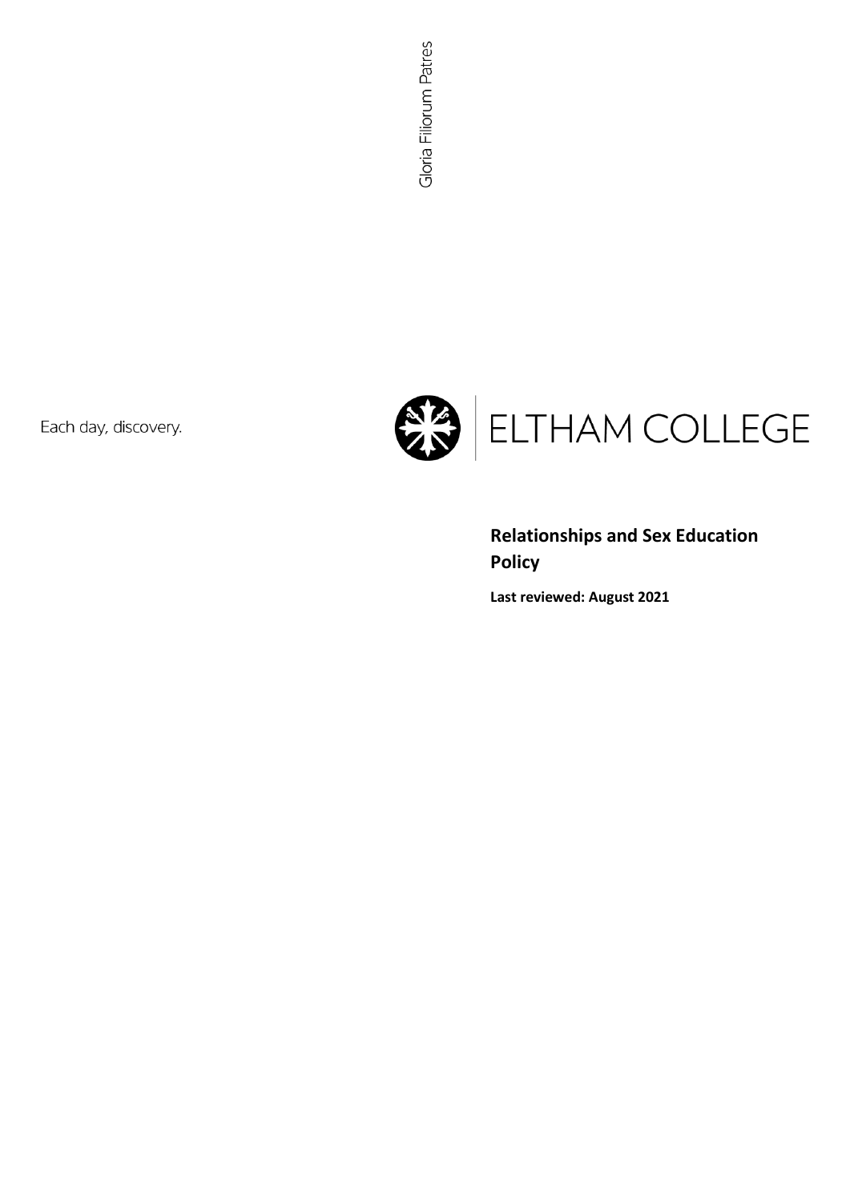Gloria Filiorum Patres

Each day, discovery.

ELTHAM COLLEGE

# Relationships and Sex Education Policy

**Last reviewed: August 2021**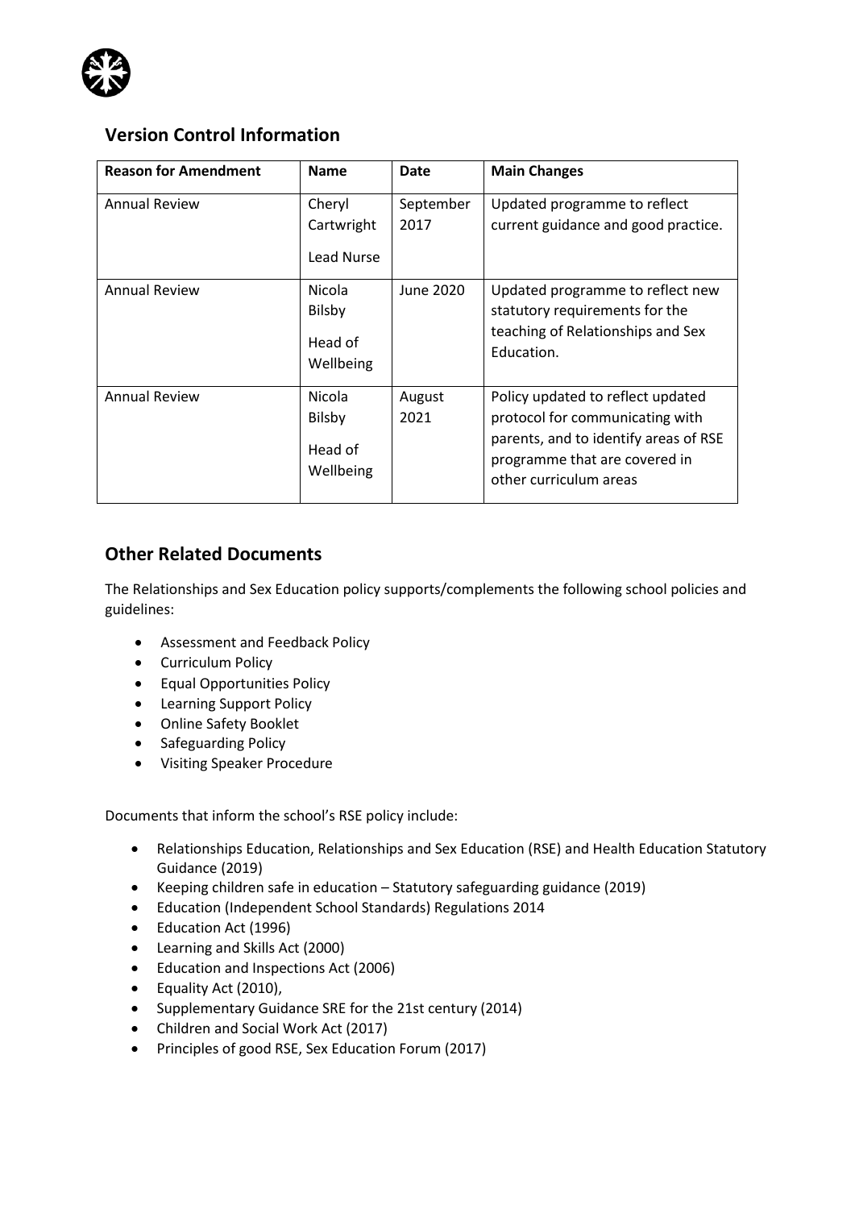## Version Control Information

| Reason for Amendment | Name | Date | Main Changes |
| --- | --- | --- | --- |
| Annual Review | Cheryl Cartwright<br><br>Lead Nurse | September 2017 | Updated programme to reflect current guidance and good practice. |
| Annual Review | Nicola Bilsby<br><br>Head of Wellbeing | June 2020 | Updated programme to reflect new statutory requirements for the teaching of Relationships and Sex Education. |
| Annual Review | Nicola Bilsby<br><br>Head of Wellbeing | August 2021 | Policy updated to reflect updated protocol for communicating with parents, and to identify areas of RSE programme that are covered in other curriculum areas |

## Other Related Documents

The Relationships and Sex Education policy supports/complements the following school policies and guidelines:

- Assessment and Feedback Policy
- Curriculum Policy
- Equal Opportunities Policy
- Learning Support Policy
- Online Safety Booklet
- Safeguarding Policy
- Visiting Speaker Procedure

Documents that inform the school's RSE policy include:

- Relationships Education, Relationships and Sex Education (RSE) and Health Education Statutory Guidance (2019)
- Keeping children safe in education – Statutory safeguarding guidance (2019)
- Education (Independent School Standards) Regulations 2014
- Education Act (1996)
- Learning and Skills Act (2000)
- Education and Inspections Act (2006)
- Equality Act (2010),
- Supplementary Guidance SRE for the 21st century (2014)
- Children and Social Work Act (2017)
- Principles of good RSE, Sex Education Forum (2017)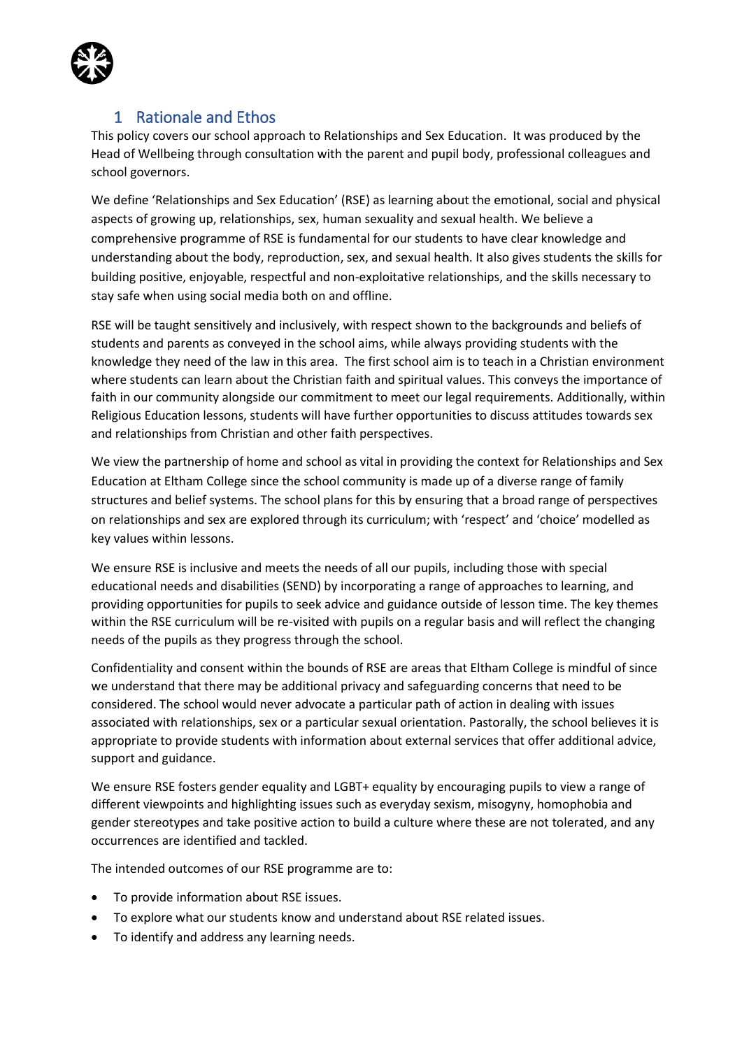## 1 Rationale and Ethos

This policy covers our school approach to Relationships and Sex Education. It was produced by the Head of Wellbeing through consultation with the parent and pupil body, professional colleagues and school governors.

We define 'Relationships and Sex Education' (RSE) as learning about the emotional, social and physical aspects of growing up, relationships, sex, human sexuality and sexual health. We believe a comprehensive programme of RSE is fundamental for our students to have clear knowledge and understanding about the body, reproduction, sex, and sexual health. It also gives students the skills for building positive, enjoyable, respectful and non-exploitative relationships, and the skills necessary to stay safe when using social media both on and offline.

RSE will be taught sensitively and inclusively, with respect shown to the backgrounds and beliefs of students and parents as conveyed in the school aims, while always providing students with the knowledge they need of the law in this area. The first school aim is to teach in a Christian environment where students can learn about the Christian faith and spiritual values. This conveys the importance of faith in our community alongside our commitment to meet our legal requirements. Additionally, within Religious Education lessons, students will have further opportunities to discuss attitudes towards sex and relationships from Christian and other faith perspectives.

We view the partnership of home and school as vital in providing the context for Relationships and Sex Education at Eltham College since the school community is made up of a diverse range of family structures and belief systems. The school plans for this by ensuring that a broad range of perspectives on relationships and sex are explored through its curriculum; with 'respect' and 'choice' modelled as key values within lessons.

We ensure RSE is inclusive and meets the needs of all our pupils, including those with special educational needs and disabilities (SEND) by incorporating a range of approaches to learning, and providing opportunities for pupils to seek advice and guidance outside of lesson time. The key themes within the RSE curriculum will be re-visited with pupils on a regular basis and will reflect the changing needs of the pupils as they progress through the school.

Confidentiality and consent within the bounds of RSE are areas that Eltham College is mindful of since we understand that there may be additional privacy and safeguarding concerns that need to be considered. The school would never advocate a particular path of action in dealing with issues associated with relationships, sex or a particular sexual orientation. Pastorally, the school believes it is appropriate to provide students with information about external services that offer additional advice, support and guidance.

We ensure RSE fosters gender equality and LGBT+ equality by encouraging pupils to view a range of different viewpoints and highlighting issues such as everyday sexism, misogyny, homophobia and gender stereotypes and take positive action to build a culture where these are not tolerated, and any occurrences are identified and tackled.

The intended outcomes of our RSE programme are to:

- To provide information about RSE issues.
- To explore what our students know and understand about RSE related issues.
- To identify and address any learning needs.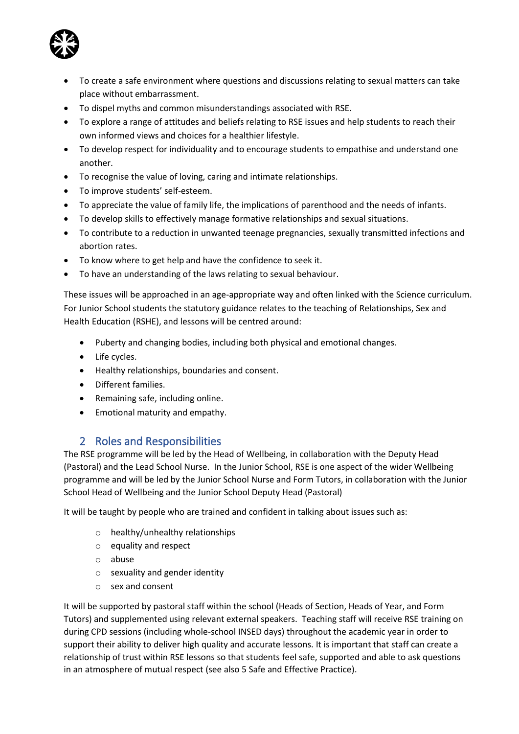- To create a safe environment where questions and discussions relating to sexual matters can take place without embarrassment.
- To dispel myths and common misunderstandings associated with RSE.
- To explore a range of attitudes and beliefs relating to RSE issues and help students to reach their own informed views and choices for a healthier lifestyle.
- To develop respect for individuality and to encourage students to empathise and understand one another.
- To recognise the value of loving, caring and intimate relationships.
- To improve students' self-esteem.
- To appreciate the value of family life, the implications of parenthood and the needs of infants.
- To develop skills to effectively manage formative relationships and sexual situations.
- To contribute to a reduction in unwanted teenage pregnancies, sexually transmitted infections and abortion rates.
- To know where to get help and have the confidence to seek it.
- To have an understanding of the laws relating to sexual behaviour.

These issues will be approached in an age-appropriate way and often linked with the Science curriculum. For Junior School students the statutory guidance relates to the teaching of Relationships, Sex and Health Education (RSHE), and lessons will be centred around:

- Puberty and changing bodies, including both physical and emotional changes.
- Life cycles.
- Healthy relationships, boundaries and consent.
- Different families.
- Remaining safe, including online.
- Emotional maturity and empathy.

## 2 Roles and Responsibilities

The RSE programme will be led by the Head of Wellbeing, in collaboration with the Deputy Head (Pastoral) and the Lead School Nurse. In the Junior School, RSE is one aspect of the wider Wellbeing programme and will be led by the Junior School Nurse and Form Tutors, in collaboration with the Junior School Head of Wellbeing and the Junior School Deputy Head (Pastoral)

It will be taught by people who are trained and confident in talking about issues such as:

- healthy/unhealthy relationships
- equality and respect
- abuse
- sexuality and gender identity
- sex and consent

It will be supported by pastoral staff within the school (Heads of Section, Heads of Year, and Form Tutors) and supplemented using relevant external speakers. Teaching staff will receive RSE training on during CPD sessions (including whole-school INSED days) throughout the academic year in order to support their ability to deliver high quality and accurate lessons. It is important that staff can create a relationship of trust within RSE lessons so that students feel safe, supported and able to ask questions in an atmosphere of mutual respect (see also 5 Safe and Effective Practice).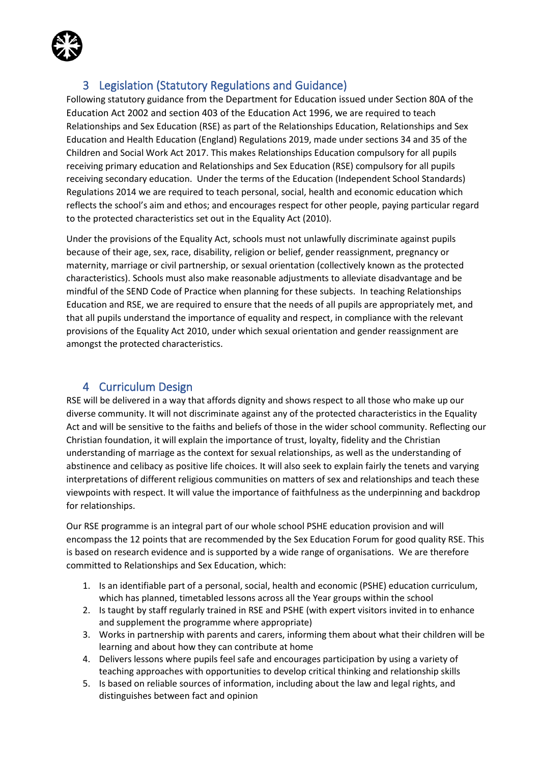## 3 Legislation (Statutory Regulations and Guidance)

Following statutory guidance from the Department for Education issued under Section 80A of the Education Act 2002 and section 403 of the Education Act 1996, we are required to teach Relationships and Sex Education (RSE) as part of the Relationships Education, Relationships and Sex Education and Health Education (England) Regulations 2019, made under sections 34 and 35 of the Children and Social Work Act 2017. This makes Relationships Education compulsory for all pupils receiving primary education and Relationships and Sex Education (RSE) compulsory for all pupils receiving secondary education. Under the terms of the Education (Independent School Standards) Regulations 2014 we are required to teach personal, social, health and economic education which reflects the school's aim and ethos; and encourages respect for other people, paying particular regard to the protected characteristics set out in the Equality Act (2010).

Under the provisions of the Equality Act, schools must not unlawfully discriminate against pupils because of their age, sex, race, disability, religion or belief, gender reassignment, pregnancy or maternity, marriage or civil partnership, or sexual orientation (collectively known as the protected characteristics). Schools must also make reasonable adjustments to alleviate disadvantage and be mindful of the SEND Code of Practice when planning for these subjects. In teaching Relationships Education and RSE, we are required to ensure that the needs of all pupils are appropriately met, and that all pupils understand the importance of equality and respect, in compliance with the relevant provisions of the Equality Act 2010, under which sexual orientation and gender reassignment are amongst the protected characteristics.

## 4 Curriculum Design

RSE will be delivered in a way that affords dignity and shows respect to all those who make up our diverse community. It will not discriminate against any of the protected characteristics in the Equality Act and will be sensitive to the faiths and beliefs of those in the wider school community. Reflecting our Christian foundation, it will explain the importance of trust, loyalty, fidelity and the Christian understanding of marriage as the context for sexual relationships, as well as the understanding of abstinence and celibacy as positive life choices. It will also seek to explain fairly the tenets and varying interpretations of different religious communities on matters of sex and relationships and teach these viewpoints with respect. It will value the importance of faithfulness as the underpinning and backdrop for relationships.

Our RSE programme is an integral part of our whole school PSHE education provision and will encompass the 12 points that are recommended by the Sex Education Forum for good quality RSE. This is based on research evidence and is supported by a wide range of organisations. We are therefore committed to Relationships and Sex Education, which:

1. Is an identifiable part of a personal, social, health and economic (PSHE) education curriculum, which has planned, timetabled lessons across all the Year groups within the school
2. Is taught by staff regularly trained in RSE and PSHE (with expert visitors invited in to enhance and supplement the programme where appropriate)
3. Works in partnership with parents and carers, informing them about what their children will be learning and about how they can contribute at home
4. Delivers lessons where pupils feel safe and encourages participation by using a variety of teaching approaches with opportunities to develop critical thinking and relationship skills
5. Is based on reliable sources of information, including about the law and legal rights, and distinguishes between fact and opinion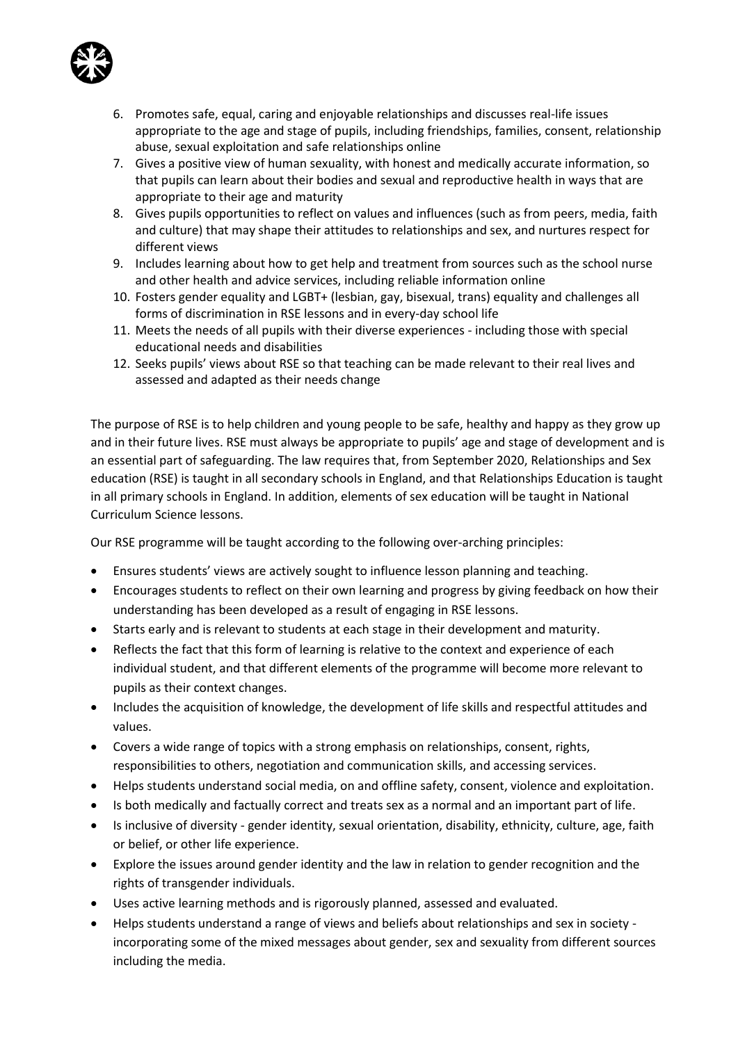6. Promotes safe, equal, caring and enjoyable relationships and discusses real-life issues appropriate to the age and stage of pupils, including friendships, families, consent, relationship abuse, sexual exploitation and safe relationships online
7. Gives a positive view of human sexuality, with honest and medically accurate information, so that pupils can learn about their bodies and sexual and reproductive health in ways that are appropriate to their age and maturity
8. Gives pupils opportunities to reflect on values and influences (such as from peers, media, faith and culture) that may shape their attitudes to relationships and sex, and nurtures respect for different views
9. Includes learning about how to get help and treatment from sources such as the school nurse and other health and advice services, including reliable information online
10. Fosters gender equality and LGBT+ (lesbian, gay, bisexual, trans) equality and challenges all forms of discrimination in RSE lessons and in every-day school life
11. Meets the needs of all pupils with their diverse experiences - including those with special educational needs and disabilities
12. Seeks pupils' views about RSE so that teaching can be made relevant to their real lives and assessed and adapted as their needs change

The purpose of RSE is to help children and young people to be safe, healthy and happy as they grow up and in their future lives. RSE must always be appropriate to pupils' age and stage of development and is an essential part of safeguarding. The law requires that, from September 2020, Relationships and Sex education (RSE) is taught in all secondary schools in England, and that Relationships Education is taught in all primary schools in England. In addition, elements of sex education will be taught in National Curriculum Science lessons.

Our RSE programme will be taught according to the following over-arching principles:

- Ensures students' views are actively sought to influence lesson planning and teaching.
- Encourages students to reflect on their own learning and progress by giving feedback on how their understanding has been developed as a result of engaging in RSE lessons.
- Starts early and is relevant to students at each stage in their development and maturity.
- Reflects the fact that this form of learning is relative to the context and experience of each individual student, and that different elements of the programme will become more relevant to pupils as their context changes.
- Includes the acquisition of knowledge, the development of life skills and respectful attitudes and values.
- Covers a wide range of topics with a strong emphasis on relationships, consent, rights, responsibilities to others, negotiation and communication skills, and accessing services.
- Helps students understand social media, on and offline safety, consent, violence and exploitation.
- Is both medically and factually correct and treats sex as a normal and an important part of life.
- Is inclusive of diversity - gender identity, sexual orientation, disability, ethnicity, culture, age, faith or belief, or other life experience.
- Explore the issues around gender identity and the law in relation to gender recognition and the rights of transgender individuals.
- Uses active learning methods and is rigorously planned, assessed and evaluated.
- Helps students understand a range of views and beliefs about relationships and sex in society - incorporating some of the mixed messages about gender, sex and sexuality from different sources including the media.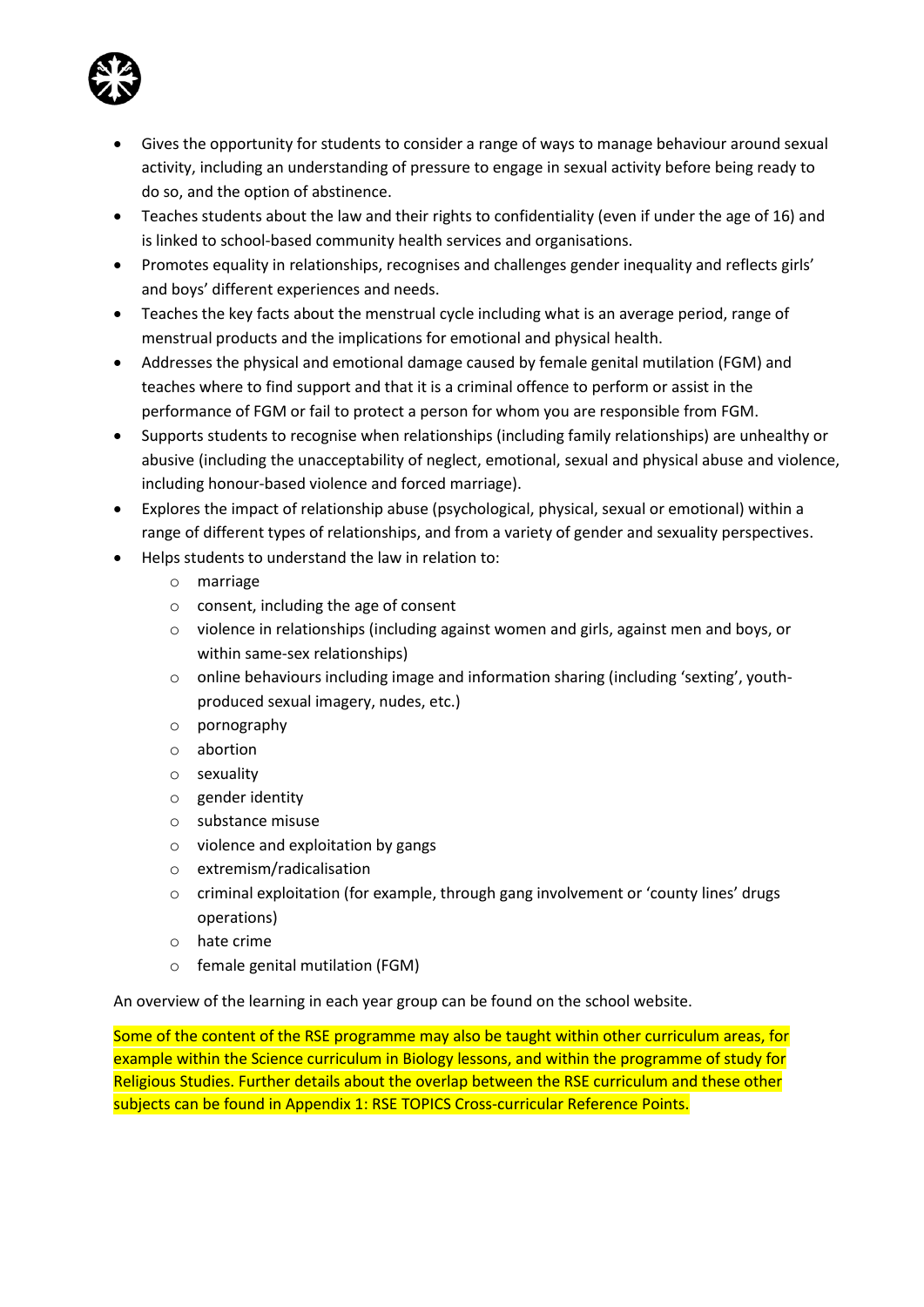- Gives the opportunity for students to consider a range of ways to manage behaviour around sexual activity, including an understanding of pressure to engage in sexual activity before being ready to do so, and the option of abstinence.
- Teaches students about the law and their rights to confidentiality (even if under the age of 16) and is linked to school-based community health services and organisations.
- Promotes equality in relationships, recognises and challenges gender inequality and reflects girls' and boys' different experiences and needs.
- Teaches the key facts about the menstrual cycle including what is an average period, range of menstrual products and the implications for emotional and physical health.
- Addresses the physical and emotional damage caused by female genital mutilation (FGM) and teaches where to find support and that it is a criminal offence to perform or assist in the performance of FGM or fail to protect a person for whom you are responsible from FGM.
- Supports students to recognise when relationships (including family relationships) are unhealthy or abusive (including the unacceptability of neglect, emotional, sexual and physical abuse and violence, including honour-based violence and forced marriage).
- Explores the impact of relationship abuse (psychological, physical, sexual or emotional) within a range of different types of relationships, and from a variety of gender and sexuality perspectives.
- Helps students to understand the law in relation to:
  - marriage
  - consent, including the age of consent
  - violence in relationships (including against women and girls, against men and boys, or within same-sex relationships)
  - online behaviours including image and information sharing (including 'sexting', youth-produced sexual imagery, nudes, etc.)
  - pornography
  - abortion
  - sexuality
  - gender identity
  - substance misuse
  - violence and exploitation by gangs
  - extremism/radicalisation
  - criminal exploitation (for example, through gang involvement or 'county lines' drugs operations)
  - hate crime
  - female genital mutilation (FGM)

An overview of the learning in each year group can be found on the school website.

Some of the content of the RSE programme may also be taught within other curriculum areas, for example within the Science curriculum in Biology lessons, and within the programme of study for Religious Studies. Further details about the overlap between the RSE curriculum and these other subjects can be found in Appendix 1: RSE TOPICS Cross-curricular Reference Points.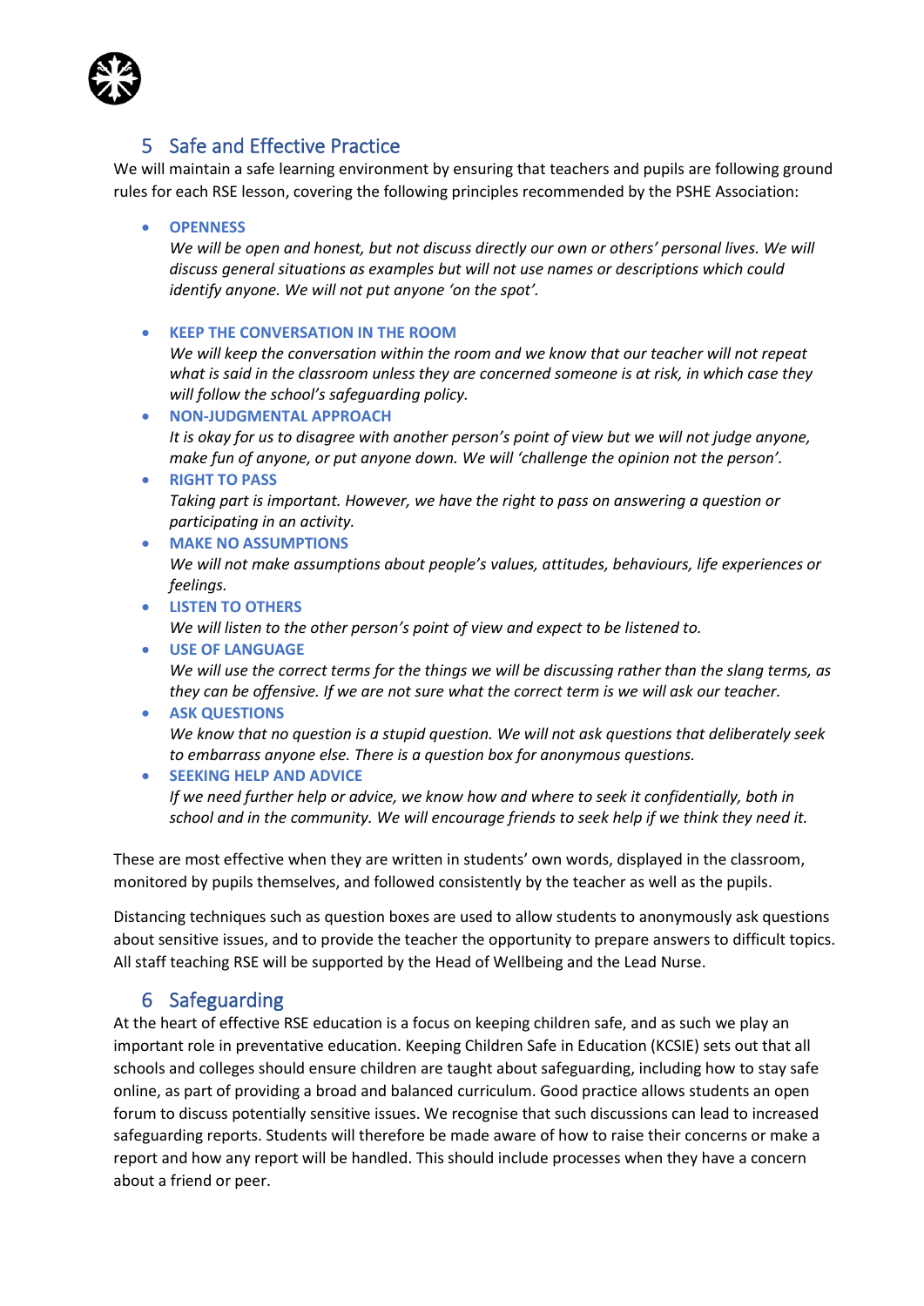## 5 Safe and Effective Practice

We will maintain a safe learning environment by ensuring that teachers and pupils are following ground rules for each RSE lesson, covering the following principles recommended by the PSHE Association:

- **OPENNESS**
  *We will be open and honest, but not discuss directly our own or others' personal lives. We will discuss general situations as examples but will not use names or descriptions which could identify anyone. We will not put anyone 'on the spot'.*
- **KEEP THE CONVERSATION IN THE ROOM**
  *We will keep the conversation within the room and we know that our teacher will not repeat what is said in the classroom unless they are concerned someone is at risk, in which case they will follow the school's safeguarding policy.*
- **NON-JUDGMENTAL APPROACH**
  *It is okay for us to disagree with another person's point of view but we will not judge anyone, make fun of anyone, or put anyone down. We will 'challenge the opinion not the person'.*
- **RIGHT TO PASS**
  *Taking part is important. However, we have the right to pass on answering a question or participating in an activity.*
- **MAKE NO ASSUMPTIONS**
  *We will not make assumptions about people's values, attitudes, behaviours, life experiences or feelings.*
- **LISTEN TO OTHERS**
  *We will listen to the other person's point of view and expect to be listened to.*
- **USE OF LANGUAGE**
  *We will use the correct terms for the things we will be discussing rather than the slang terms, as they can be offensive. If we are not sure what the correct term is we will ask our teacher.*
- **ASK QUESTIONS**
  *We know that no question is a stupid question. We will not ask questions that deliberately seek to embarrass anyone else. There is a question box for anonymous questions.*
- **SEEKING HELP AND ADVICE**
  *If we need further help or advice, we know how and where to seek it confidentially, both in school and in the community. We will encourage friends to seek help if we think they need it.*

These are most effective when they are written in students' own words, displayed in the classroom, monitored by pupils themselves, and followed consistently by the teacher as well as the pupils.

Distancing techniques such as question boxes are used to allow students to anonymously ask questions about sensitive issues, and to provide the teacher the opportunity to prepare answers to difficult topics. All staff teaching RSE will be supported by the Head of Wellbeing and the Lead Nurse.

## 6 Safeguarding

At the heart of effective RSE education is a focus on keeping children safe, and as such we play an important role in preventative education. Keeping Children Safe in Education (KCSIE) sets out that all schools and colleges should ensure children are taught about safeguarding, including how to stay safe online, as part of providing a broad and balanced curriculum. Good practice allows students an open forum to discuss potentially sensitive issues. We recognise that such discussions can lead to increased safeguarding reports. Students will therefore be made aware of how to raise their concerns or make a report and how any report will be handled. This should include processes when they have a concern about a friend or peer.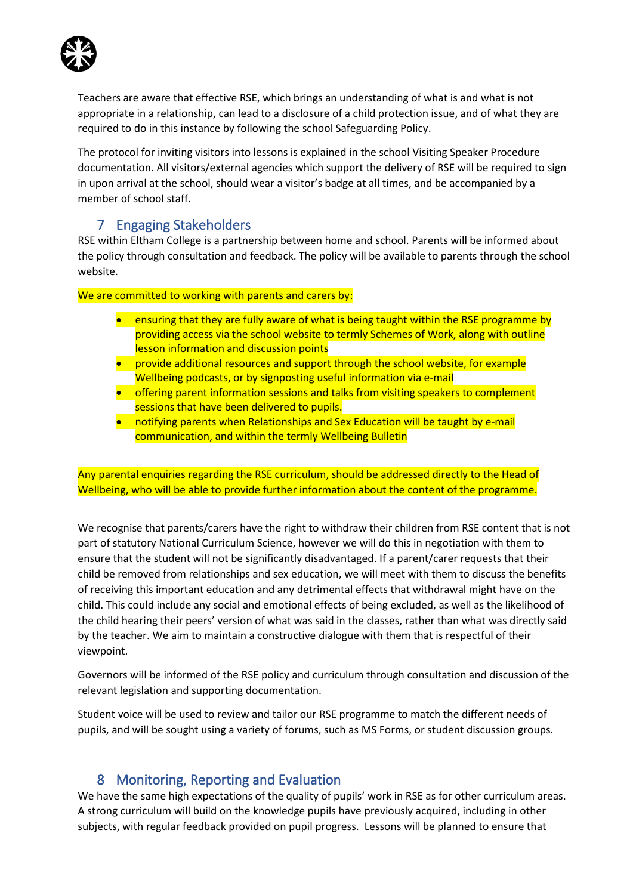Teachers are aware that effective RSE, which brings an understanding of what is and what is not appropriate in a relationship, can lead to a disclosure of a child protection issue, and of what they are required to do in this instance by following the school Safeguarding Policy.

The protocol for inviting visitors into lessons is explained in the school Visiting Speaker Procedure documentation. All visitors/external agencies which support the delivery of RSE will be required to sign in upon arrival at the school, should wear a visitor's badge at all times, and be accompanied by a member of school staff.

## 7 Engaging Stakeholders

RSE within Eltham College is a partnership between home and school. Parents will be informed about the policy through consultation and feedback. The policy will be available to parents through the school website.

We are committed to working with parents and carers by:

- ensuring that they are fully aware of what is being taught within the RSE programme by providing access via the school website to termly Schemes of Work, along with outline lesson information and discussion points
- provide additional resources and support through the school website, for example Wellbeing podcasts, or by signposting useful information via e-mail
- offering parent information sessions and talks from visiting speakers to complement sessions that have been delivered to pupils.
- notifying parents when Relationships and Sex Education will be taught by e-mail communication, and within the termly Wellbeing Bulletin

Any parental enquiries regarding the RSE curriculum, should be addressed directly to the Head of Wellbeing, who will be able to provide further information about the content of the programme.

We recognise that parents/carers have the right to withdraw their children from RSE content that is not part of statutory National Curriculum Science, however we will do this in negotiation with them to ensure that the student will not be significantly disadvantaged. If a parent/carer requests that their child be removed from relationships and sex education, we will meet with them to discuss the benefits of receiving this important education and any detrimental effects that withdrawal might have on the child. This could include any social and emotional effects of being excluded, as well as the likelihood of the child hearing their peers' version of what was said in the classes, rather than what was directly said by the teacher. We aim to maintain a constructive dialogue with them that is respectful of their viewpoint.

Governors will be informed of the RSE policy and curriculum through consultation and discussion of the relevant legislation and supporting documentation.

Student voice will be used to review and tailor our RSE programme to match the different needs of pupils, and will be sought using a variety of forums, such as MS Forms, or student discussion groups.

## 8 Monitoring, Reporting and Evaluation

We have the same high expectations of the quality of pupils' work in RSE as for other curriculum areas. A strong curriculum will build on the knowledge pupils have previously acquired, including in other subjects, with regular feedback provided on pupil progress. Lessons will be planned to ensure that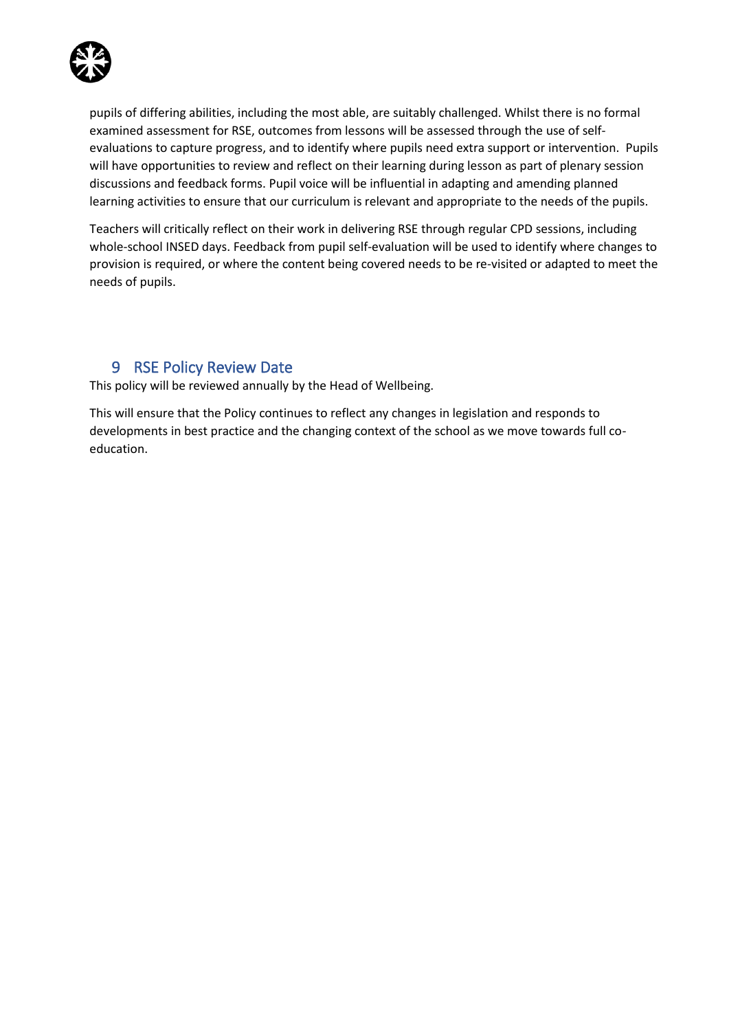pupils of differing abilities, including the most able, are suitably challenged. Whilst there is no formal examined assessment for RSE, outcomes from lessons will be assessed through the use of self-evaluations to capture progress, and to identify where pupils need extra support or intervention. Pupils will have opportunities to review and reflect on their learning during lesson as part of plenary session discussions and feedback forms. Pupil voice will be influential in adapting and amending planned learning activities to ensure that our curriculum is relevant and appropriate to the needs of the pupils.

Teachers will critically reflect on their work in delivering RSE through regular CPD sessions, including whole-school INSED days. Feedback from pupil self-evaluation will be used to identify where changes to provision is required, or where the content being covered needs to be re-visited or adapted to meet the needs of pupils.

## 9 RSE Policy Review Date

This policy will be reviewed annually by the Head of Wellbeing.

This will ensure that the Policy continues to reflect any changes in legislation and responds to developments in best practice and the changing context of the school as we move towards full co-education.